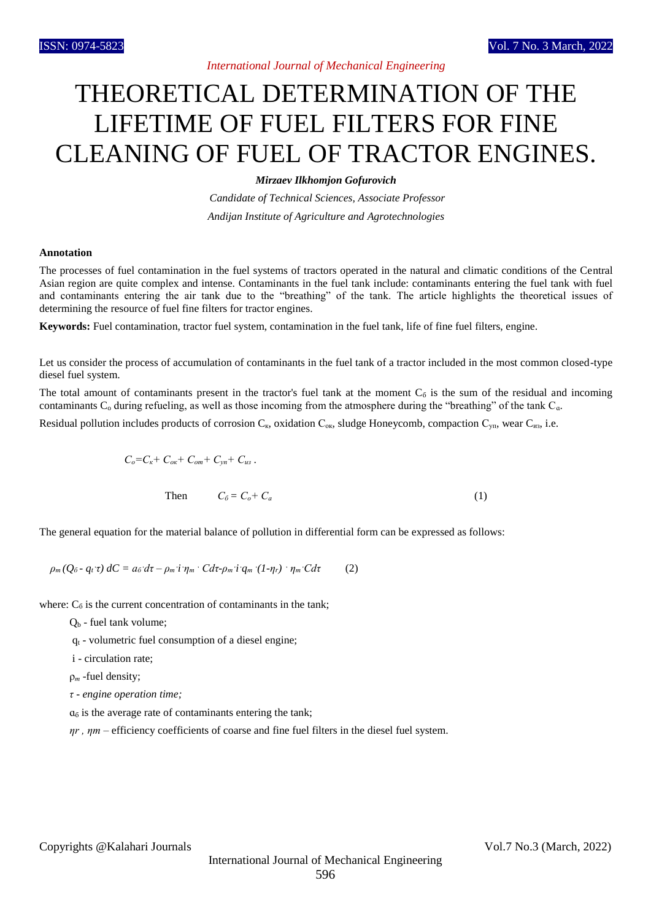# THEORETICAL DETERMINATION OF THE LIFETIME OF FUEL FILTERS FOR FINE CLEANING OF FUEL OF TRACTOR ENGINES.

***Mirzaev Ilkhomjon Gofurovich***

*Candidate of Technical Sciences, Associate Professor*

*Andijan Institute of Agriculture and Agrotechnologies*

**Annotation**

The processes of fuel contamination in the fuel systems of tractors operated in the natural and climatic conditions of the Central Asian region are quite complex and intense. Contaminants in the fuel tank include: contaminants entering the fuel tank with fuel and contaminants entering the air tank due to the "breathing" of the tank. The article highlights the theoretical issues of determining the resource of fuel fine filters for tractor engines.

**Keywords:** Fuel contamination, tractor fuel system, contamination in the fuel tank, life of fine fuel filters, engine.

Let us consider the process of accumulation of contaminants in the fuel tank of a tractor included in the most common closed-type diesel fuel system.

The total amount of contaminants present in the tractor's fuel tank at the moment $C_б$ is the sum of the residual and incoming contaminants $C_o$ during refueling, as well as those incoming from the atmosphere during the "breathing" of the tank $C_a$.

Residual pollution includes products of corrosion $C_к$, oxidation $C_{ок}$, sludge Honeycomb, compaction $C_{уп}$, wear $C_{из}$, i.e.

$$C_o = C_к + C_{ок} + C_{от} + C_{уп} + C_{из}\,.$$

$$\text{Then} \qquad C_б = C_o + C_a \qquad (1)$$

The general equation for the material balance of pollution in differential form can be expressed as follows:

$$\rho_m (Q_б - q_t \cdot \tau)\, dC = a_б \cdot d\tau - \rho_m \cdot i \cdot \eta_m \cdot C d\tau - \rho_m \cdot i \cdot q_m \cdot (1-\eta_r) \cdot \eta_m \cdot C d\tau \qquad (2)$$

where: $C_б$ is the current concentration of contaminants in the tank;

$Q_b$ - fuel tank volume;

$q_t$ - volumetric fuel consumption of a diesel engine;

i - circulation rate;

$\rho_m$ -fuel density;

*$\tau$ - engine operation time;*

$a_б$ is the average rate of contaminants entering the tank;

$\eta r$ , $\eta m$ – efficiency coefficients of coarse and fine fuel filters in the diesel fuel system.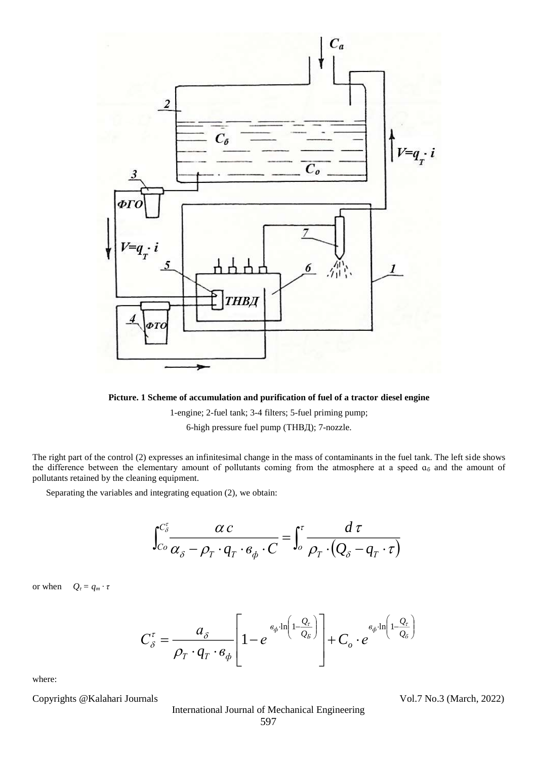**Picture. 1 Scheme of accumulation and purification of fuel of a tractor diesel engine**

1-engine; 2-fuel tank; 3-4 filters; 5-fuel priming pump;

6-high pressure fuel pump (ТНВД); 7-nozzle.

The right part of the control (2) expresses an infinitesimal change in the mass of contaminants in the fuel tank. The left side shows the difference between the elementary amount of pollutants coming from the atmosphere at a speed $\alpha_б$ and the amount of pollutants retained by the cleaning equipment.

Separating the variables and integrating equation (2), we obtain:

$$\int_{Co}^{C_\delta^\tau} \frac{\alpha c}{\alpha_\delta - \rho_T \cdot q_T \cdot в_\phi \cdot C} = \int_o^\tau \frac{d\tau}{\rho_T \cdot (Q_\delta - q_T \cdot \tau)}$$

or when $Q_\tau = q_m \cdot \tau$

$$C_\delta^\tau = \frac{a_\delta}{\rho_T \cdot q_T \cdot в_\phi}\left[1 - e^{в_\phi \cdot \ln\left(1 - \frac{Q_\tau}{Q_Б}\right)}\right] + C_o \cdot e^{в_\phi \cdot \ln\left(1 - \frac{Q_\tau}{Q_б}\right)}$$

where: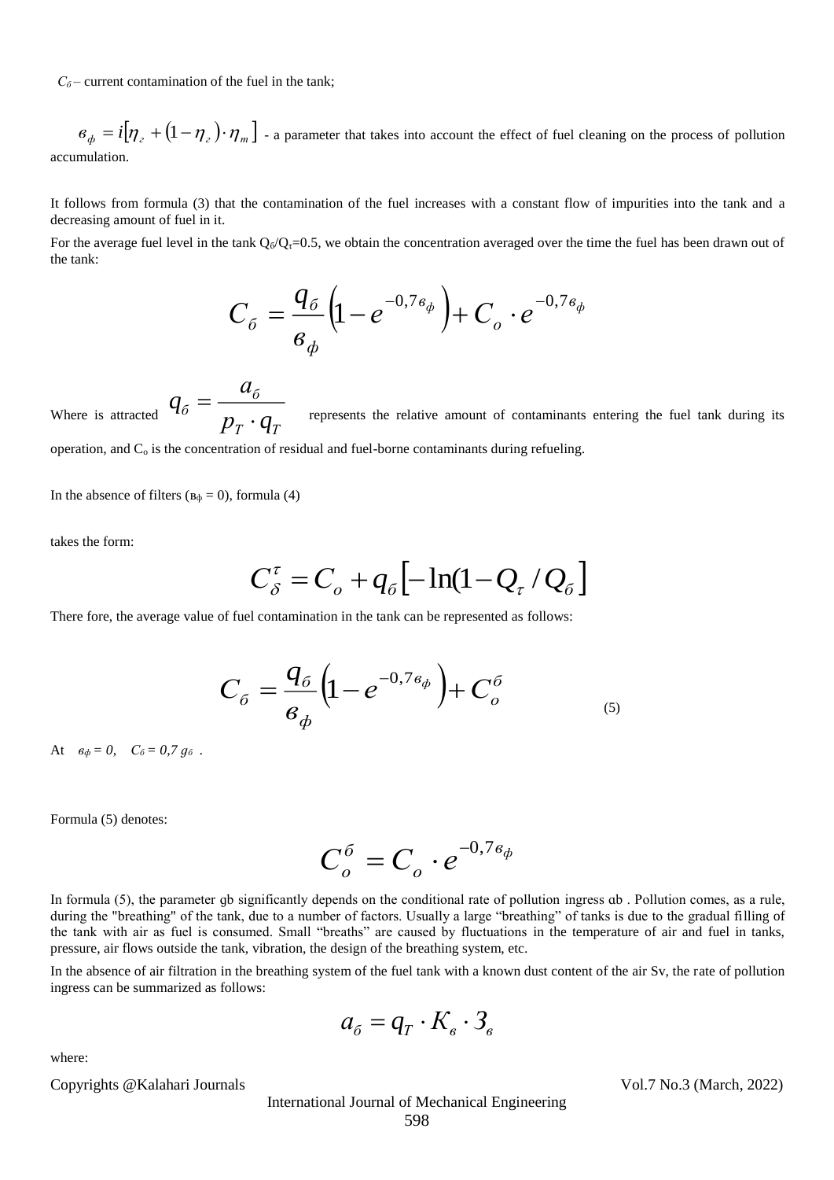$C_б$ – current contamination of the fuel in the tank;

$в_ф = i[\eta_г + (1-\eta_г)\cdot\eta_т]$ - a parameter that takes into account the effect of fuel cleaning on the process of pollution accumulation.

It follows from formula (3) that the contamination of the fuel increases with a constant flow of impurities into the tank and a decreasing amount of fuel in it.

For the average fuel level in the tank $Q_б/Q_τ$=0.5, we obtain the concentration averaged over the time the fuel has been drawn out of the tank:

$$C_б = \frac{q_б}{в_ф}\left(1 - e^{-0,7в_ф}\right) + C_о \cdot e^{-0,7в_ф}$$

Where is attracted $q_б = \dfrac{a_б}{p_T \cdot q_T}$ represents the relative amount of contaminants entering the fuel tank during its operation, and $C_о$ is the concentration of residual and fuel-borne contaminants during refueling.

In the absence of filters ($в_ф = 0$), formula (4)

takes the form:

$$C_\delta^\tau = C_о + q_б\left[-\ln(1 - Q_\tau / Q_б\right]$$

There fore, the average value of fuel contamination in the tank can be represented as follows:

$$C_б = \frac{q_б}{в_ф}\left(1 - e^{-0,7в_ф}\right) + C_о^б \qquad (5)$$

At $в_ф = 0$, $C_б = 0,7\, g_б$ .

Formula (5) denotes:

$$C_о^б = C_о \cdot e^{-0,7в_ф}$$

In formula (5), the parameter gb significantly depends on the conditional rate of pollution ingress ɑb . Pollution comes, as a rule, during the "breathing" of the tank, due to a number of factors. Usually a large "breathing" of tanks is due to the gradual filling of the tank with air as fuel is consumed. Small "breaths" are caused by fluctuations in the temperature of air and fuel in tanks, pressure, air flows outside the tank, vibration, the design of the breathing system, etc.

In the absence of air filtration in the breathing system of the fuel tank with a known dust content of the air Sv, the rate of pollution ingress can be summarized as follows:

$$a_б = q_T \cdot K_в \cdot З_в$$

where: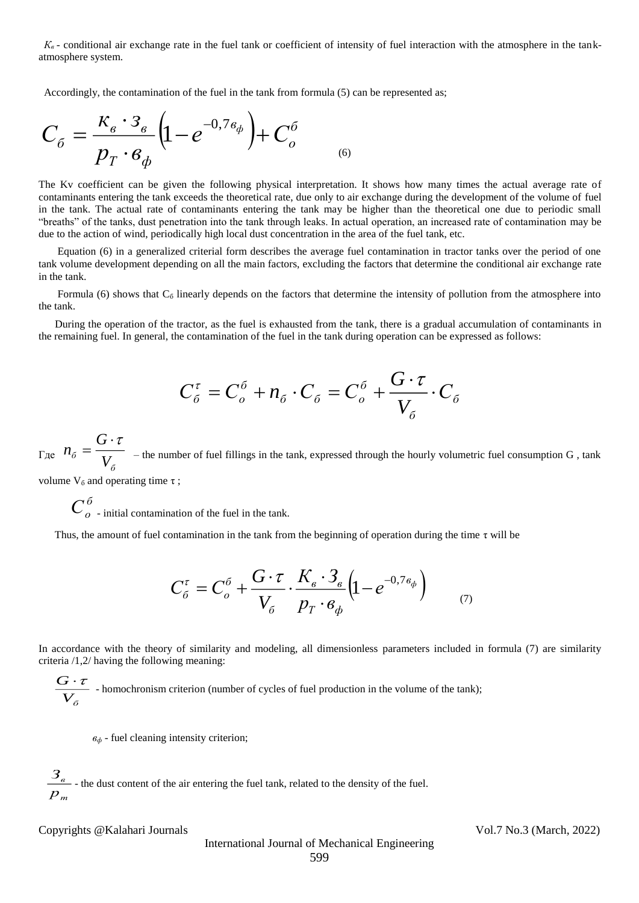$K_в$ - conditional air exchange rate in the fuel tank or coefficient of intensity of fuel interaction with the atmosphere in the tank-atmosphere system.

Accordingly, the contamination of the fuel in the tank from formula (5) can be represented as;

$$C_б = \frac{K_в \cdot З_в}{p_T \cdot в_ф}\left(1 - e^{-0,7в_ф}\right) + C_o^б \qquad (6)$$

The Kv coefficient can be given the following physical interpretation. It shows how many times the actual average rate of contaminants entering the tank exceeds the theoretical rate, due only to air exchange during the development of the volume of fuel in the tank. The actual rate of contaminants entering the tank may be higher than the theoretical one due to periodic small "breaths" of the tanks, dust penetration into the tank through leaks. In actual operation, an increased rate of contamination may be due to the action of wind, periodically high local dust concentration in the area of the fuel tank, etc.

Equation (6) in a generalized criterial form describes the average fuel contamination in tractor tanks over the period of one tank volume development depending on all the main factors, excluding the factors that determine the conditional air exchange rate in the tank.

Formula (6) shows that $C_б$ linearly depends on the factors that determine the intensity of pollution from the atmosphere into the tank.

During the operation of the tractor, as the fuel is exhausted from the tank, there is a gradual accumulation of contaminants in the remaining fuel. In general, the contamination of the fuel in the tank during operation can be expressed as follows:

$$C_б^τ = C_o^б + n_б \cdot C_б = C_o^б + \frac{G \cdot τ}{V_б} \cdot C_б$$

Где $n_б = \frac{G \cdot τ}{V_б}$ – the number of fuel fillings in the tank, expressed through the hourly volumetric fuel consumption G , tank volume $V_б$ and operating time $τ$ ;

$C_o^б$ - initial contamination of the fuel in the tank.

Thus, the amount of fuel contamination in the tank from the beginning of operation during the time $τ$ will be

$$C_б^τ = C_o^б + \frac{G \cdot τ}{V_б} \cdot \frac{K_в \cdot З_в}{p_T \cdot в_ф}\left(1 - e^{-0,7в_ф}\right) \qquad (7)$$

In accordance with the theory of similarity and modeling, all dimensionless parameters included in formula (7) are similarity criteria /1,2/ having the following meaning:

$\frac{G \cdot τ}{V_б}$ - homochronism criterion (number of cycles of fuel production in the volume of the tank);

$в_ф$ - fuel cleaning intensity criterion;

$\frac{З_в}{p_m}$ - the dust content of the air entering the fuel tank, related to the density of the fuel.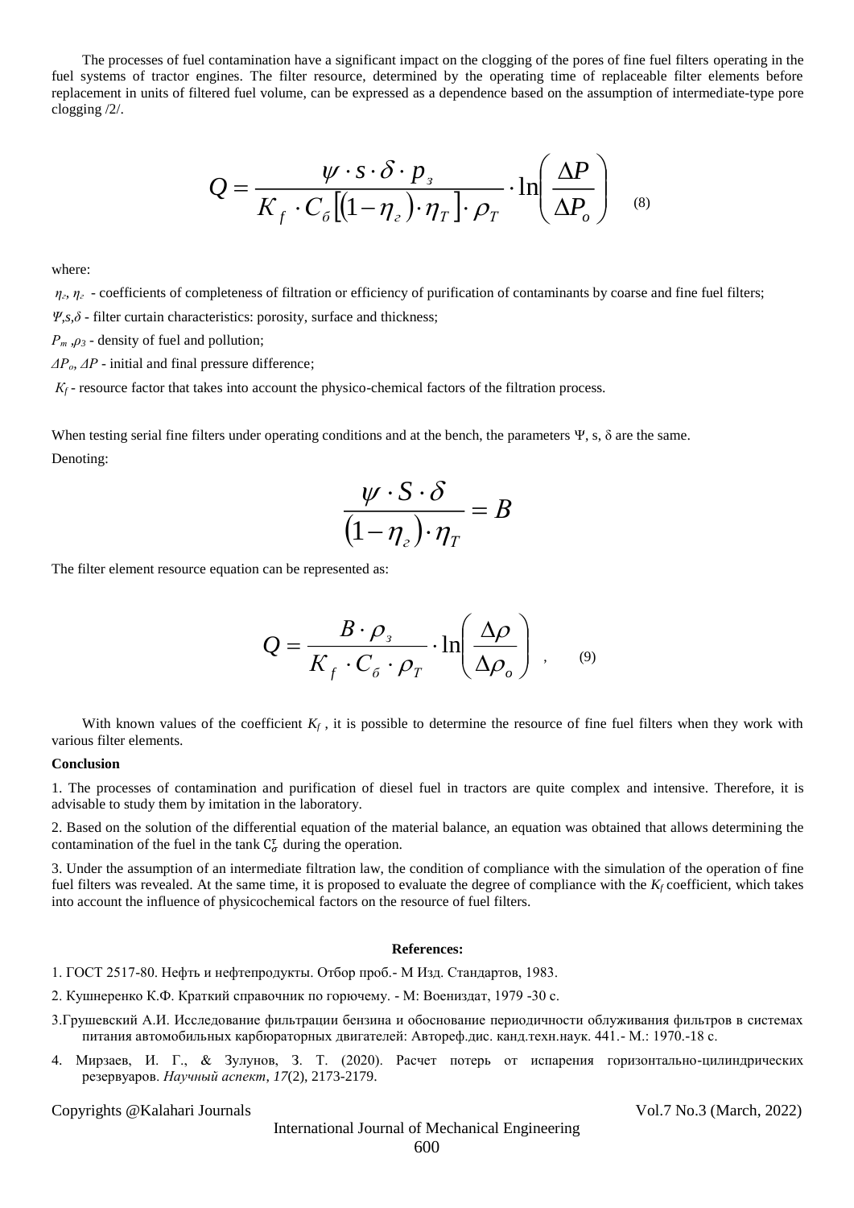The processes of fuel contamination have a significant impact on the clogging of the pores of fine fuel filters operating in the fuel systems of tractor engines. The filter resource, determined by the operating time of replaceable filter elements before replacement in units of filtered fuel volume, can be expressed as a dependence based on the assumption of intermediate-type pore clogging /2/.

$$Q = \frac{\psi \cdot s \cdot \delta \cdot p_з}{K_f \cdot C_б \left[ (1-\eta_г) \cdot \eta_T \right] \cdot \rho_T} \cdot \ln\left( \frac{\Delta P}{\Delta P_o} \right) \quad (8)$$

where:

$\eta_г$, $\eta_г$ - coefficients of completeness of filtration or efficiency of purification of contaminants by coarse and fine fuel filters;

$\Psi$,$s$,$\delta$ - filter curtain characteristics: porosity, surface and thickness;

$P_m$ ,$\rho_З$ - density of fuel and pollution;

$\Delta P_o$, $\Delta P$ - initial and final pressure difference;

$K_f$ - resource factor that takes into account the physico-chemical factors of the filtration process.

When testing serial fine filters under operating conditions and at the bench, the parameters Ψ, s, δ are the same.

Denoting:

$$\frac{\psi \cdot S \cdot \delta}{(1-\eta_г) \cdot \eta_T} = B$$

The filter element resource equation can be represented as:

$$Q = \frac{B \cdot \rho_з}{K_f \cdot C_б \cdot \rho_T} \cdot \ln\left( \frac{\Delta \rho}{\Delta \rho_o} \right) \quad , \qquad (9)$$

With known values of the coefficient $K_f$ , it is possible to determine the resource of fine fuel filters when they work with various filter elements.

**Conclusion**

1. The processes of contamination and purification of diesel fuel in tractors are quite complex and intensive. Therefore, it is advisable to study them by imitation in the laboratory.

2. Based on the solution of the differential equation of the material balance, an equation was obtained that allows determining the contamination of the fuel in the tank $C_{\sigma}^{\tau}$ during the operation.

3. Under the assumption of an intermediate filtration law, the condition of compliance with the simulation of the operation of fine fuel filters was revealed. At the same time, it is proposed to evaluate the degree of compliance with the $K_f$ coefficient, which takes into account the influence of physicochemical factors on the resource of fuel filters.

**References:**

1. ГОСТ 2517-80. Нефть и нефтепродукты. Отбор проб.- М Изд. Стандартов, 1983.

2. Кушнеренко К.Ф. Краткий справочник по горючему. - М: Воениздат, 1979 -30 с.

3.Грушевский А.И. Исследование фильтрации бензина и обоснование периодичности облуживания фильтров в системах питания автомобильных карбюраторных двигателей: Автореф.дис. канд.техн.наук. 441.- М.: 1970.-18 с.

4. Мирзаев, И. Г., & Зулунов, З. Т. (2020). Расчет потерь от испарения горизонтально-цилиндрических резервуаров. *Научный аспект*, *17*(2), 2173-2179.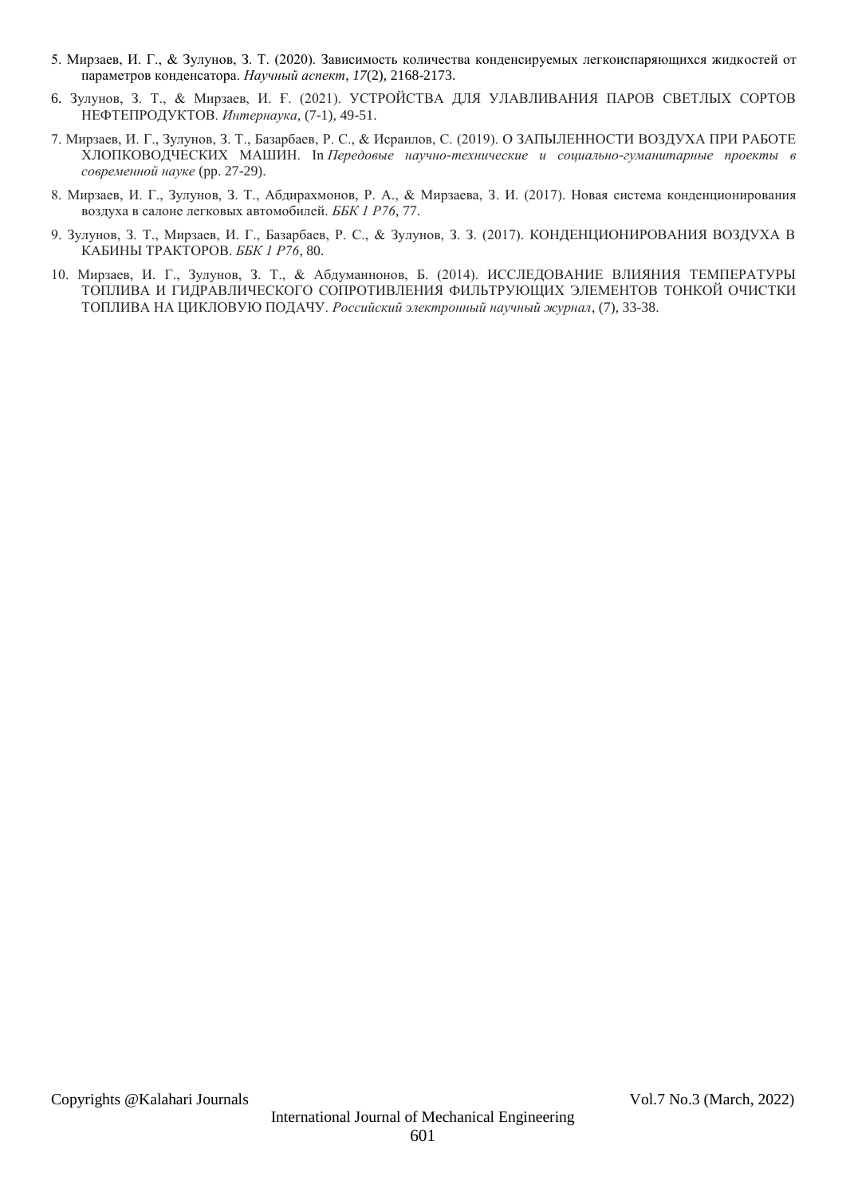5. Мирзаев, И. Г., & Зулунов, З. Т. (2020). Зависимость количества конденсируемых легкоиспаряющихся жидкостей от параметров конденсатора. *Научный аспект*, *17*(2), 2168-2173.

6. Зулунов, З. Т., & Мирзаев, И. Ғ. (2021). УСТРОЙСТВА ДЛЯ УЛАВЛИВАНИЯ ПАРОВ СВЕТЛЫХ СОРТОВ НЕФТЕПРОДУКТОВ. *Интернаука*, (7-1), 49-51.

7. Мирзаев, И. Г., Зулунов, З. Т., Базарбаев, Р. С., & Исраилов, С. (2019). О ЗАПЫЛЕННОСТИ ВОЗДУХА ПРИ РАБОТЕ ХЛОПКОВОДЧЕСКИХ МАШИН. In *Передовые научно-технические и социально-гуманитарные проекты в современной науке* (pp. 27-29).

8. Мирзаев, И. Г., Зулунов, З. Т., Абдирахмонов, Р. А., & Мирзаева, З. И. (2017). Новая система конденционирования воздуха в салоне легковых автомобилей. *ББК 1 Р76*, 77.

9. Зулунов, З. Т., Мирзаев, И. Г., Базарбаев, Р. С., & Зулунов, З. З. (2017). КОНДЕНЦИОНИРОВАНИЯ ВОЗДУХА В КАБИНЫ ТРАКТОРОВ. *ББК 1 Р76*, 80.

10. Мирзаев, И. Г., Зулунов, З. Т., & Абдуманнонов, Б. (2014). ИССЛЕДОВАНИЕ ВЛИЯНИЯ ТЕМПЕРАТУРЫ ТОПЛИВА И ГИДРАВЛИЧЕСКОГО СОПРОТИВЛЕНИЯ ФИЛЬТРУЮЩИХ ЭЛЕМЕНТОВ ТОНКОЙ ОЧИСТКИ ТОПЛИВА НА ЦИКЛОВУЮ ПОДАЧУ. *Российский электронный научный журнал*, (7), 33-38.